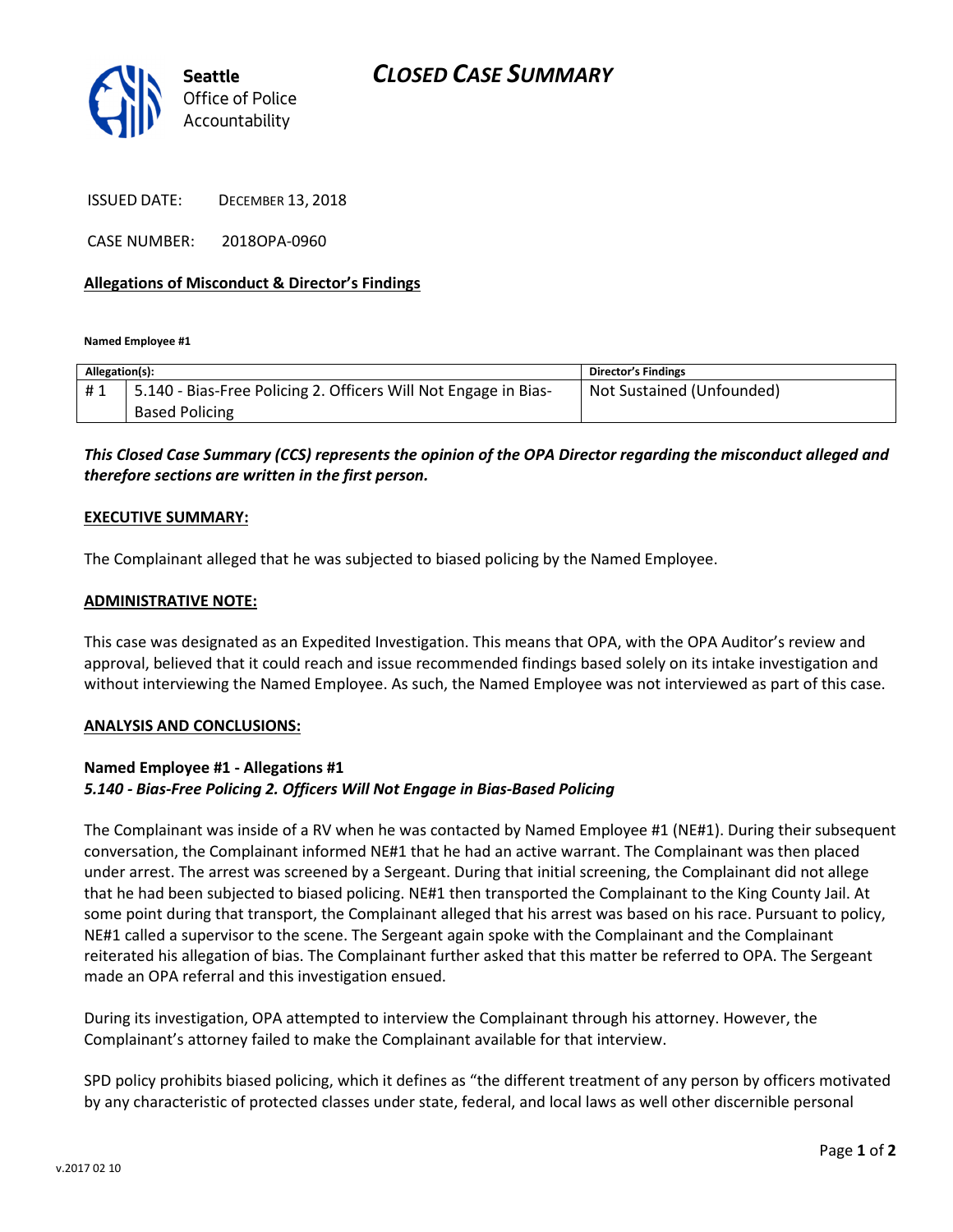**Seattle** Office of Police Accountability

# *CLOSED CASE SUMMARY*

ISSUED DATE: DECEMBER 13, 2018

CASE NUMBER: 2018OPA-0960

## Allegations of Misconduct & Director's Findings

**Named Employee #1**

| **Allegation(s):** | | **Director's Findings** |
|---|---|---|
| # 1 | 5.140 - Bias-Free Policing 2. Officers Will Not Engage in Bias-Based Policing | Not Sustained (Unfounded) |

***This Closed Case Summary (CCS) represents the opinion of the OPA Director regarding the misconduct alleged and therefore sections are written in the first person.***

**EXECUTIVE SUMMARY:**

The Complainant alleged that he was subjected to biased policing by the Named Employee.

**ADMINISTRATIVE NOTE:**

This case was designated as an Expedited Investigation. This means that OPA, with the OPA Auditor's review and approval, believed that it could reach and issue recommended findings based solely on its intake investigation and without interviewing the Named Employee. As such, the Named Employee was not interviewed as part of this case.

**ANALYSIS AND CONCLUSIONS:**

**Named Employee #1 - Allegations #1**
***5.140 - Bias-Free Policing 2. Officers Will Not Engage in Bias-Based Policing***

The Complainant was inside of a RV when he was contacted by Named Employee #1 (NE#1). During their subsequent conversation, the Complainant informed NE#1 that he had an active warrant. The Complainant was then placed under arrest. The arrest was screened by a Sergeant. During that initial screening, the Complainant did not allege that he had been subjected to biased policing. NE#1 then transported the Complainant to the King County Jail. At some point during that transport, the Complainant alleged that his arrest was based on his race. Pursuant to policy, NE#1 called a supervisor to the scene. The Sergeant again spoke with the Complainant and the Complainant reiterated his allegation of bias. The Complainant further asked that this matter be referred to OPA. The Sergeant made an OPA referral and this investigation ensued.

During its investigation, OPA attempted to interview the Complainant through his attorney. However, the Complainant's attorney failed to make the Complainant available for that interview.

SPD policy prohibits biased policing, which it defines as "the different treatment of any person by officers motivated by any characteristic of protected classes under state, federal, and local laws as well other discernible personal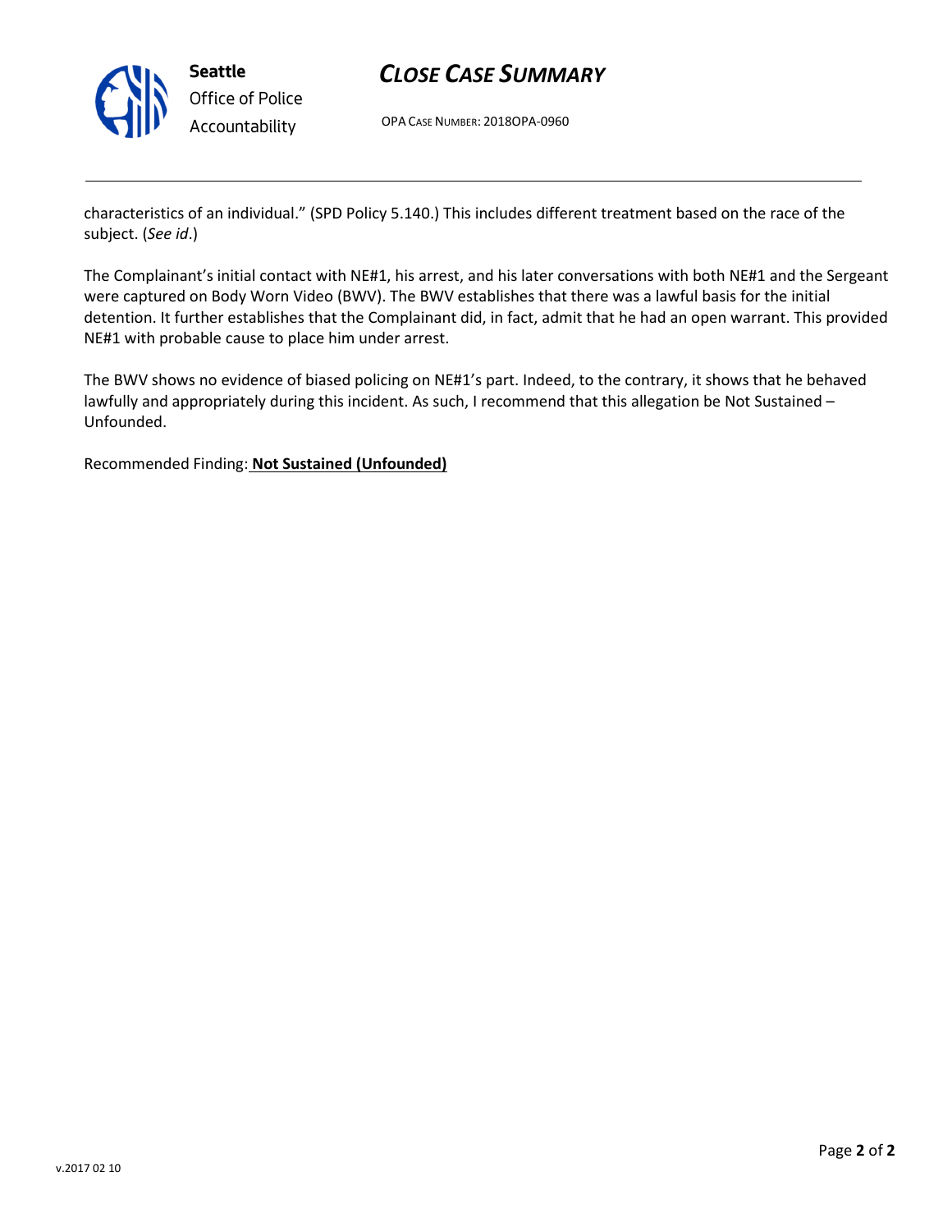characteristics of an individual." (SPD Policy 5.140.) This includes different treatment based on the race of the subject. (*See id*.)

The Complainant's initial contact with NE#1, his arrest, and his later conversations with both NE#1 and the Sergeant were captured on Body Worn Video (BWV). The BWV establishes that there was a lawful basis for the initial detention. It further establishes that the Complainant did, in fact, admit that he had an open warrant. This provided NE#1 with probable cause to place him under arrest.

The BWV shows no evidence of biased policing on NE#1's part. Indeed, to the contrary, it shows that he behaved lawfully and appropriately during this incident. As such, I recommend that this allegation be Not Sustained – Unfounded.

Recommended Finding: **Not Sustained (Unfounded)**